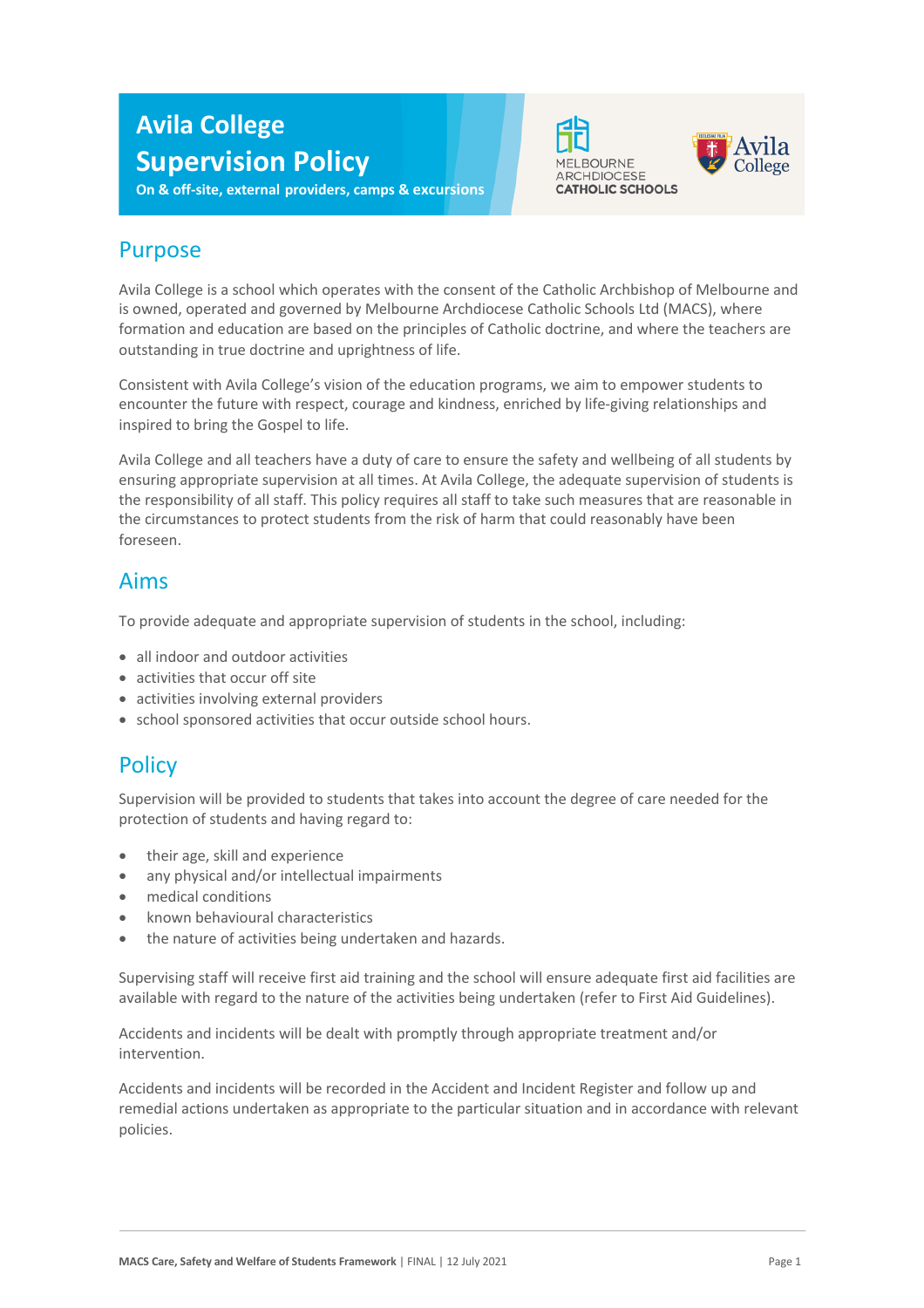# Avila College Supervision Policy

**On & off-site, external providers, camps & excursions**

## Purpose

Avila College is a school which operates with the consent of the Catholic Archbishop of Melbourne and is owned, operated and governed by Melbourne Archdiocese Catholic Schools Ltd (MACS), where formation and education are based on the principles of Catholic doctrine, and where the teachers are outstanding in true doctrine and uprightness of life.

Consistent with Avila College's vision of the education programs, we aim to empower students to encounter the future with respect, courage and kindness, enriched by life-giving relationships and inspired to bring the Gospel to life.

Avila College and all teachers have a duty of care to ensure the safety and wellbeing of all students by ensuring appropriate supervision at all times. At Avila College, the adequate supervision of students is the responsibility of all staff. This policy requires all staff to take such measures that are reasonable in the circumstances to protect students from the risk of harm that could reasonably have been foreseen.

## Aims

To provide adequate and appropriate supervision of students in the school, including:

- all indoor and outdoor activities
- activities that occur off site
- activities involving external providers
- school sponsored activities that occur outside school hours.

## Policy

Supervision will be provided to students that takes into account the degree of care needed for the protection of students and having regard to:

- their age, skill and experience
- any physical and/or intellectual impairments
- medical conditions
- known behavioural characteristics
- the nature of activities being undertaken and hazards.

Supervising staff will receive first aid training and the school will ensure adequate first aid facilities are available with regard to the nature of the activities being undertaken (refer to First Aid Guidelines).

Accidents and incidents will be dealt with promptly through appropriate treatment and/or intervention.

Accidents and incidents will be recorded in the Accident and Incident Register and follow up and remedial actions undertaken as appropriate to the particular situation and in accordance with relevant policies.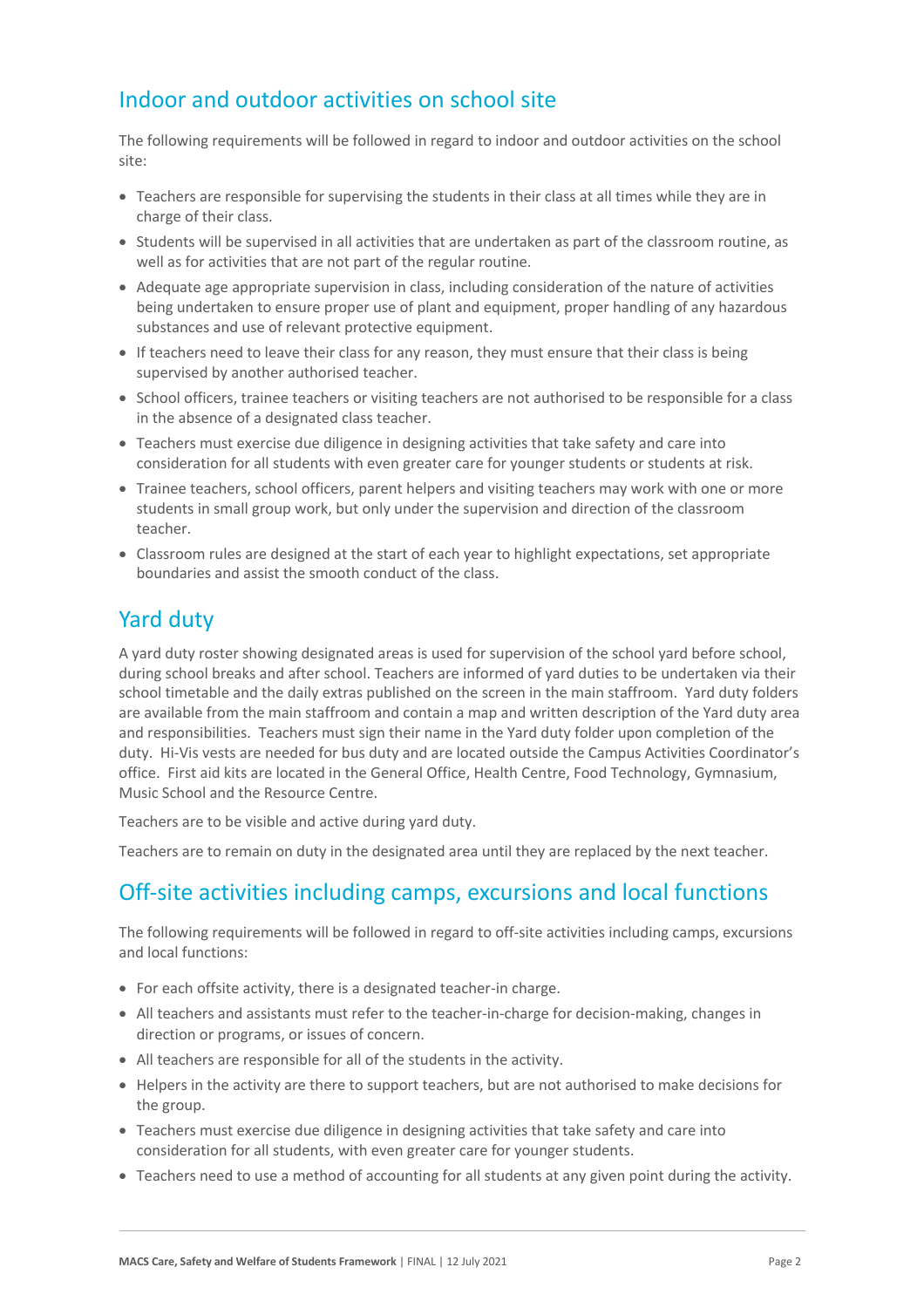## Indoor and outdoor activities on school site

The following requirements will be followed in regard to indoor and outdoor activities on the school site:

- Teachers are responsible for supervising the students in their class at all times while they are in charge of their class.
- Students will be supervised in all activities that are undertaken as part of the classroom routine, as well as for activities that are not part of the regular routine.
- Adequate age appropriate supervision in class, including consideration of the nature of activities being undertaken to ensure proper use of plant and equipment, proper handling of any hazardous substances and use of relevant protective equipment.
- If teachers need to leave their class for any reason, they must ensure that their class is being supervised by another authorised teacher.
- School officers, trainee teachers or visiting teachers are not authorised to be responsible for a class in the absence of a designated class teacher.
- Teachers must exercise due diligence in designing activities that take safety and care into consideration for all students with even greater care for younger students or students at risk.
- Trainee teachers, school officers, parent helpers and visiting teachers may work with one or more students in small group work, but only under the supervision and direction of the classroom teacher.
- Classroom rules are designed at the start of each year to highlight expectations, set appropriate boundaries and assist the smooth conduct of the class.

## Yard duty

A yard duty roster showing designated areas is used for supervision of the school yard before school, during school breaks and after school. Teachers are informed of yard duties to be undertaken via their school timetable and the daily extras published on the screen in the main staffroom. Yard duty folders are available from the main staffroom and contain a map and written description of the Yard duty area and responsibilities. Teachers must sign their name in the Yard duty folder upon completion of the duty. Hi-Vis vests are needed for bus duty and are located outside the Campus Activities Coordinator's office. First aid kits are located in the General Office, Health Centre, Food Technology, Gymnasium, Music School and the Resource Centre.

Teachers are to be visible and active during yard duty.

Teachers are to remain on duty in the designated area until they are replaced by the next teacher.

## Off-site activities including camps, excursions and local functions

The following requirements will be followed in regard to off-site activities including camps, excursions and local functions:

- For each offsite activity, there is a designated teacher-in charge.
- All teachers and assistants must refer to the teacher-in-charge for decision-making, changes in direction or programs, or issues of concern.
- All teachers are responsible for all of the students in the activity.
- Helpers in the activity are there to support teachers, but are not authorised to make decisions for the group.
- Teachers must exercise due diligence in designing activities that take safety and care into consideration for all students, with even greater care for younger students.
- Teachers need to use a method of accounting for all students at any given point during the activity.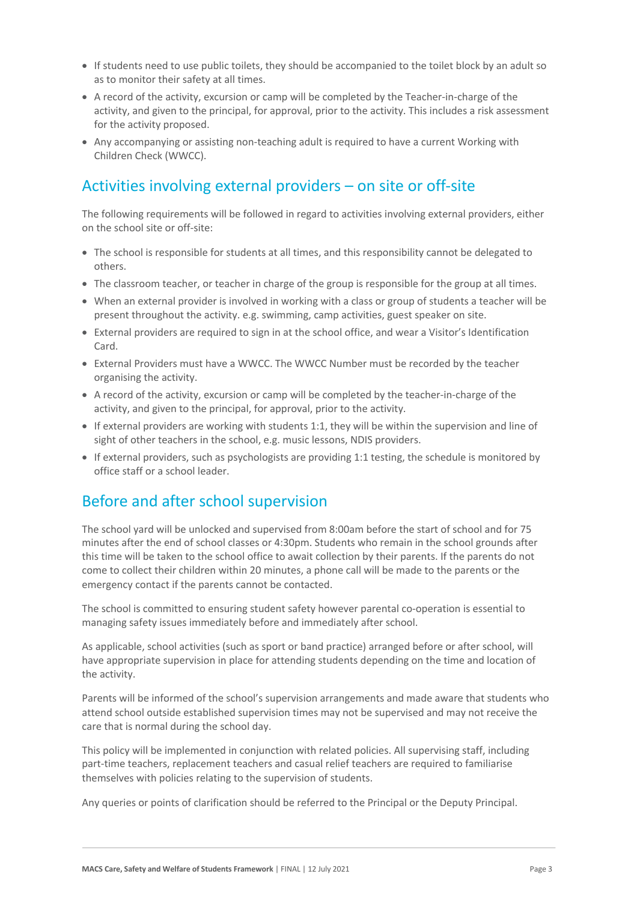- If students need to use public toilets, they should be accompanied to the toilet block by an adult so as to monitor their safety at all times.
- A record of the activity, excursion or camp will be completed by the Teacher-in-charge of the activity, and given to the principal, for approval, prior to the activity. This includes a risk assessment for the activity proposed.
- Any accompanying or assisting non-teaching adult is required to have a current Working with Children Check (WWCC).

## Activities involving external providers – on site or off-site

The following requirements will be followed in regard to activities involving external providers, either on the school site or off-site:

- The school is responsible for students at all times, and this responsibility cannot be delegated to others.
- The classroom teacher, or teacher in charge of the group is responsible for the group at all times.
- When an external provider is involved in working with a class or group of students a teacher will be present throughout the activity. e.g. swimming, camp activities, guest speaker on site.
- External providers are required to sign in at the school office, and wear a Visitor's Identification Card.
- External Providers must have a WWCC. The WWCC Number must be recorded by the teacher organising the activity.
- A record of the activity, excursion or camp will be completed by the teacher-in-charge of the activity, and given to the principal, for approval, prior to the activity.
- If external providers are working with students 1:1, they will be within the supervision and line of sight of other teachers in the school, e.g. music lessons, NDIS providers.
- If external providers, such as psychologists are providing 1:1 testing, the schedule is monitored by office staff or a school leader.

## Before and after school supervision

The school yard will be unlocked and supervised from 8:00am before the start of school and for 75 minutes after the end of school classes or 4:30pm. Students who remain in the school grounds after this time will be taken to the school office to await collection by their parents. If the parents do not come to collect their children within 20 minutes, a phone call will be made to the parents or the emergency contact if the parents cannot be contacted.

The school is committed to ensuring student safety however parental co-operation is essential to managing safety issues immediately before and immediately after school.

As applicable, school activities (such as sport or band practice) arranged before or after school, will have appropriate supervision in place for attending students depending on the time and location of the activity.

Parents will be informed of the school's supervision arrangements and made aware that students who attend school outside established supervision times may not be supervised and may not receive the care that is normal during the school day.

This policy will be implemented in conjunction with related policies. All supervising staff, including part-time teachers, replacement teachers and casual relief teachers are required to familiarise themselves with policies relating to the supervision of students.

Any queries or points of clarification should be referred to the Principal or the Deputy Principal.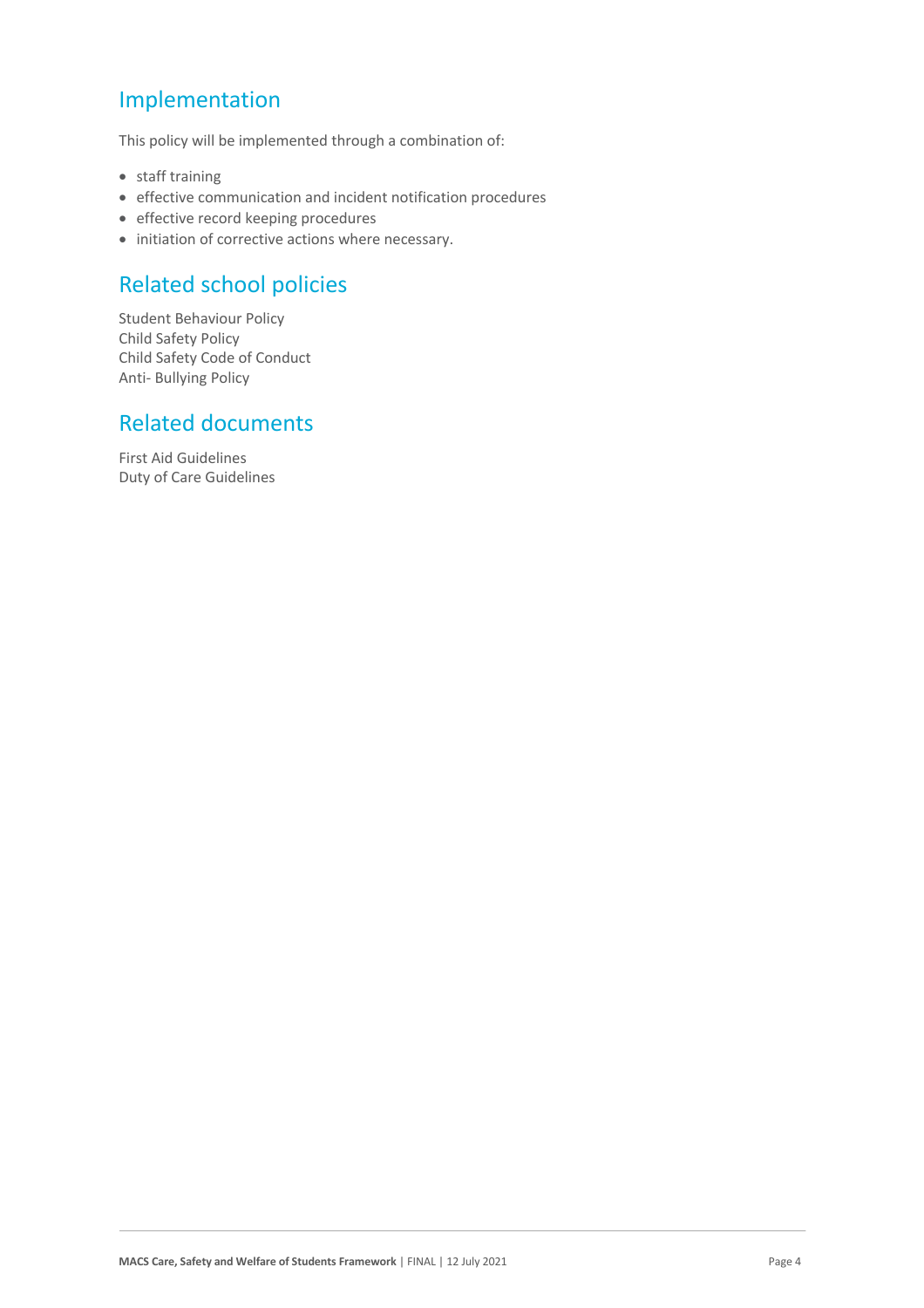## Implementation

This policy will be implemented through a combination of:

- staff training
- effective communication and incident notification procedures
- effective record keeping procedures
- initiation of corrective actions where necessary.

## Related school policies

Student Behaviour Policy
Child Safety Policy
Child Safety Code of Conduct
Anti- Bullying Policy

## Related documents

First Aid Guidelines
Duty of Care Guidelines